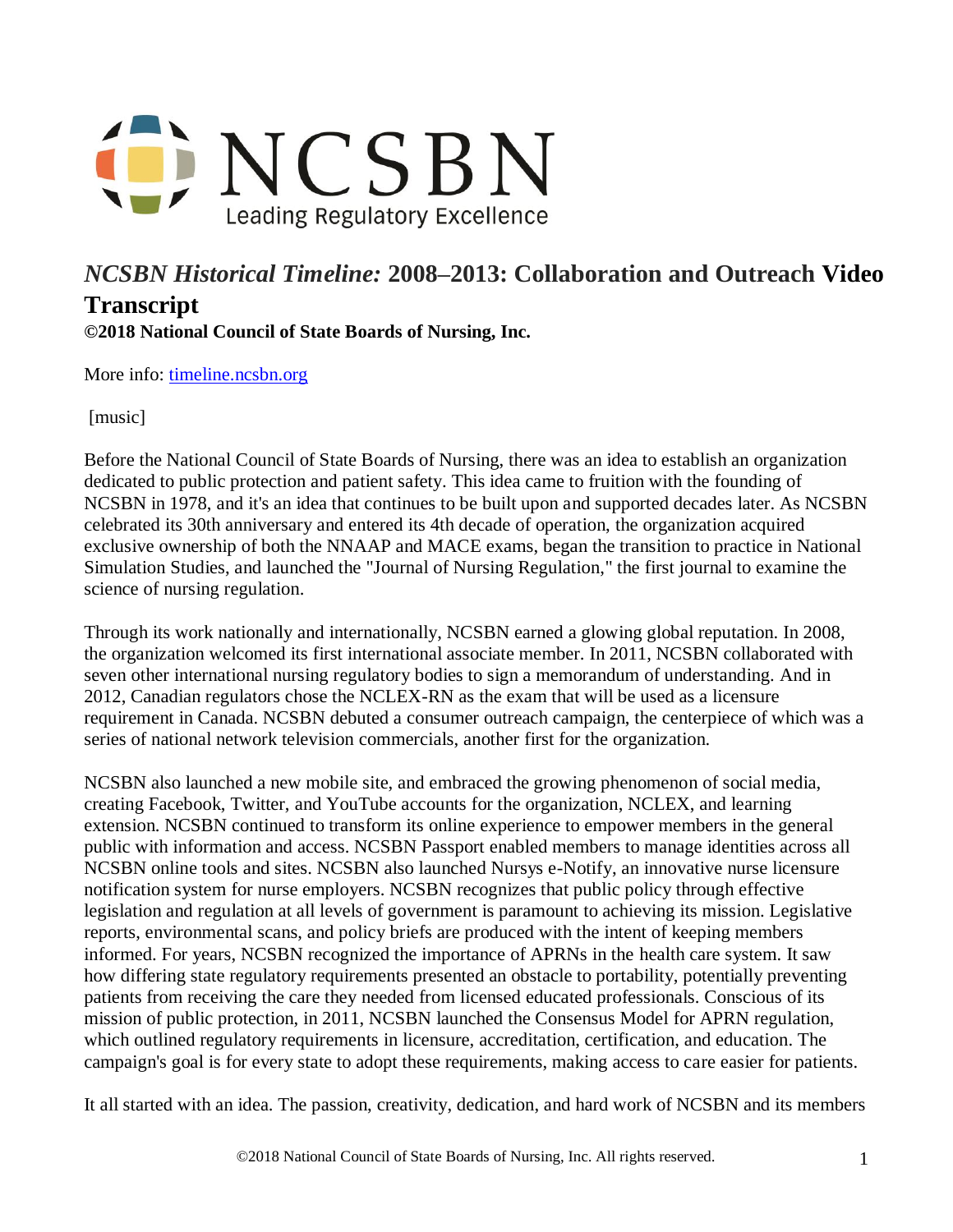NCSBN
Leading Regulatory Excellence

# *NCSBN Historical Timeline:* 2008–2013: Collaboration and Outreach Video Transcript

**©2018 National Council of State Boards of Nursing, Inc.**

More info: [timeline.ncsbn.org](timeline.ncsbn.org)

[music]

Before the National Council of State Boards of Nursing, there was an idea to establish an organization dedicated to public protection and patient safety. This idea came to fruition with the founding of NCSBN in 1978, and it's an idea that continues to be built upon and supported decades later. As NCSBN celebrated its 30th anniversary and entered its 4th decade of operation, the organization acquired exclusive ownership of both the NNAAP and MACE exams, began the transition to practice in National Simulation Studies, and launched the "Journal of Nursing Regulation," the first journal to examine the science of nursing regulation.

Through its work nationally and internationally, NCSBN earned a glowing global reputation. In 2008, the organization welcomed its first international associate member. In 2011, NCSBN collaborated with seven other international nursing regulatory bodies to sign a memorandum of understanding. And in 2012, Canadian regulators chose the NCLEX-RN as the exam that will be used as a licensure requirement in Canada. NCSBN debuted a consumer outreach campaign, the centerpiece of which was a series of national network television commercials, another first for the organization.

NCSBN also launched a new mobile site, and embraced the growing phenomenon of social media, creating Facebook, Twitter, and YouTube accounts for the organization, NCLEX, and learning extension. NCSBN continued to transform its online experience to empower members in the general public with information and access. NCSBN Passport enabled members to manage identities across all NCSBN online tools and sites. NCSBN also launched Nursys e-Notify, an innovative nurse licensure notification system for nurse employers. NCSBN recognizes that public policy through effective legislation and regulation at all levels of government is paramount to achieving its mission. Legislative reports, environmental scans, and policy briefs are produced with the intent of keeping members informed. For years, NCSBN recognized the importance of APRNs in the health care system. It saw how differing state regulatory requirements presented an obstacle to portability, potentially preventing patients from receiving the care they needed from licensed educated professionals. Conscious of its mission of public protection, in 2011, NCSBN launched the Consensus Model for APRN regulation, which outlined regulatory requirements in licensure, accreditation, certification, and education. The campaign's goal is for every state to adopt these requirements, making access to care easier for patients.

It all started with an idea. The passion, creativity, dedication, and hard work of NCSBN and its members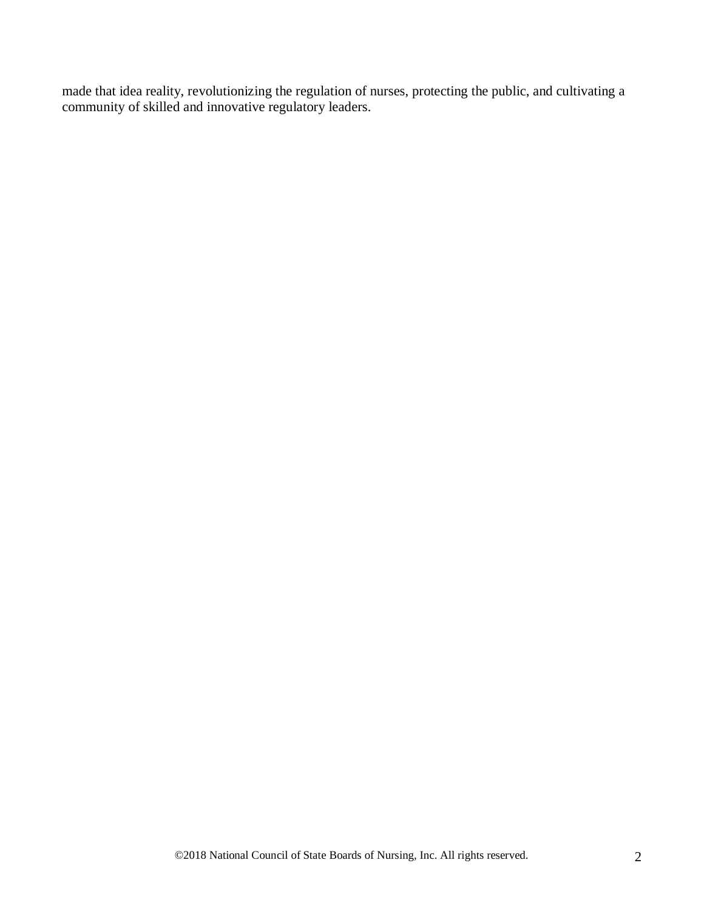made that idea reality, revolutionizing the regulation of nurses, protecting the public, and cultivating a community of skilled and innovative regulatory leaders.